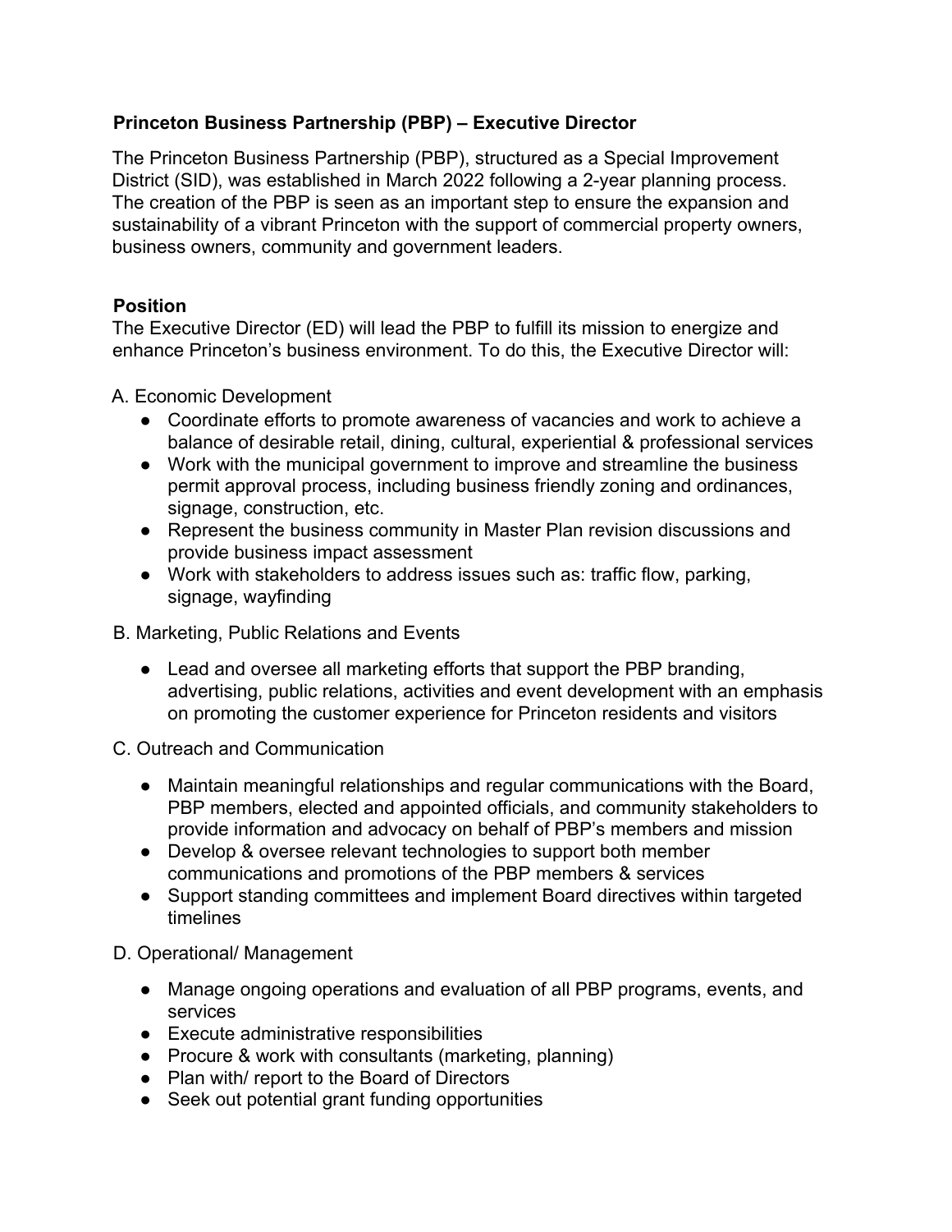**Princeton Business Partnership (PBP) – Executive Director**

The Princeton Business Partnership (PBP), structured as a Special Improvement District (SID), was established in March 2022 following a 2-year planning process. The creation of the PBP is seen as an important step to ensure the expansion and sustainability of a vibrant Princeton with the support of commercial property owners, business owners, community and government leaders.

**Position**

The Executive Director (ED) will lead the PBP to fulfill its mission to energize and enhance Princeton's business environment. To do this, the Executive Director will:

A. Economic Development

- Coordinate efforts to promote awareness of vacancies and work to achieve a balance of desirable retail, dining, cultural, experiential & professional services
- Work with the municipal government to improve and streamline the business permit approval process, including business friendly zoning and ordinances, signage, construction, etc.
- Represent the business community in Master Plan revision discussions and provide business impact assessment
- Work with stakeholders to address issues such as: traffic flow, parking, signage, wayfinding

B. Marketing, Public Relations and Events

- Lead and oversee all marketing efforts that support the PBP branding, advertising, public relations, activities and event development with an emphasis on promoting the customer experience for Princeton residents and visitors

C. Outreach and Communication

- Maintain meaningful relationships and regular communications with the Board, PBP members, elected and appointed officials, and community stakeholders to provide information and advocacy on behalf of PBP's members and mission
- Develop & oversee relevant technologies to support both member communications and promotions of the PBP members & services
- Support standing committees and implement Board directives within targeted timelines

D. Operational/ Management

- Manage ongoing operations and evaluation of all PBP programs, events, and services
- Execute administrative responsibilities
- Procure & work with consultants (marketing, planning)
- Plan with/ report to the Board of Directors
- Seek out potential grant funding opportunities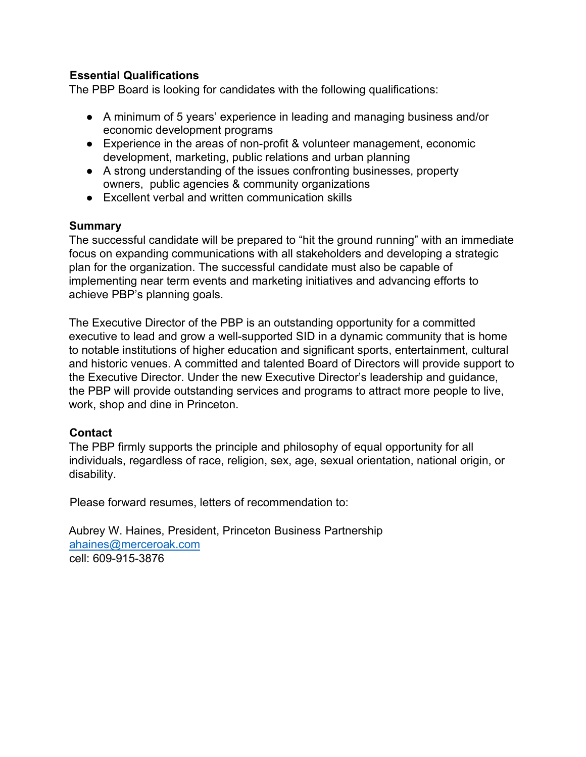**Essential Qualifications**

The PBP Board is looking for candidates with the following qualifications:

- A minimum of 5 years' experience in leading and managing business and/or economic development programs
- Experience in the areas of non-profit & volunteer management, economic development, marketing, public relations and urban planning
- A strong understanding of the issues confronting businesses, property owners, public agencies & community organizations
- Excellent verbal and written communication skills

**Summary**

The successful candidate will be prepared to "hit the ground running" with an immediate focus on expanding communications with all stakeholders and developing a strategic plan for the organization. The successful candidate must also be capable of implementing near term events and marketing initiatives and advancing efforts to achieve PBP's planning goals.

The Executive Director of the PBP is an outstanding opportunity for a committed executive to lead and grow a well-supported SID in a dynamic community that is home to notable institutions of higher education and significant sports, entertainment, cultural and historic venues. A committed and talented Board of Directors will provide support to the Executive Director. Under the new Executive Director's leadership and guidance, the PBP will provide outstanding services and programs to attract more people to live, work, shop and dine in Princeton.

**Contact**

The PBP firmly supports the principle and philosophy of equal opportunity for all individuals, regardless of race, religion, sex, age, sexual orientation, national origin, or disability.

Please forward resumes, letters of recommendation to:

Aubrey W. Haines, President, Princeton Business Partnership
ahaines@merceroak.com
cell: 609-915-3876